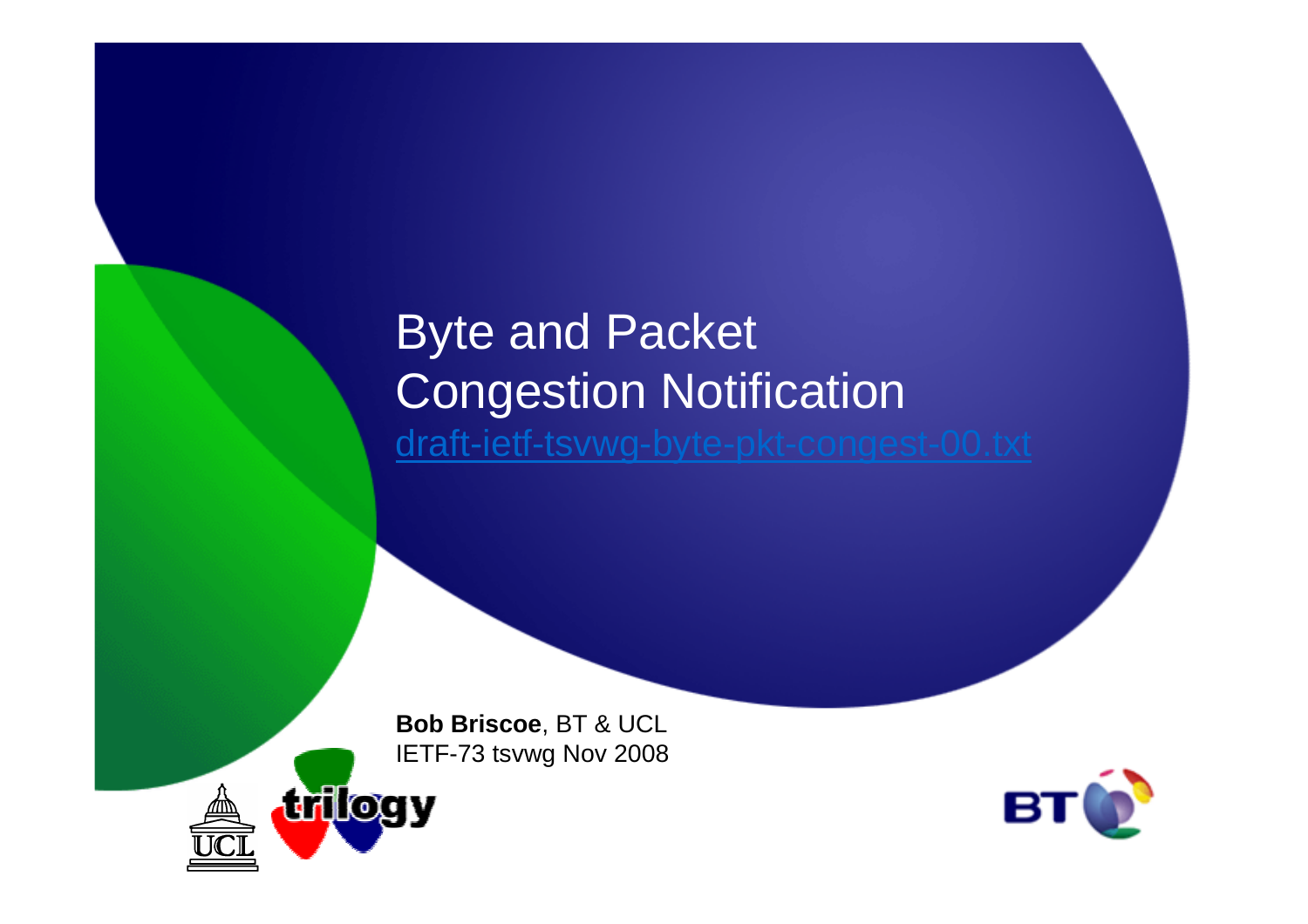# Byte and Packet Congestion Notification

draft-ietf-tsvwg-byte-pkt-congest-00.txt

**Bob Briscoe**, BT & UCL
IETF-73 tsvwg Nov 2008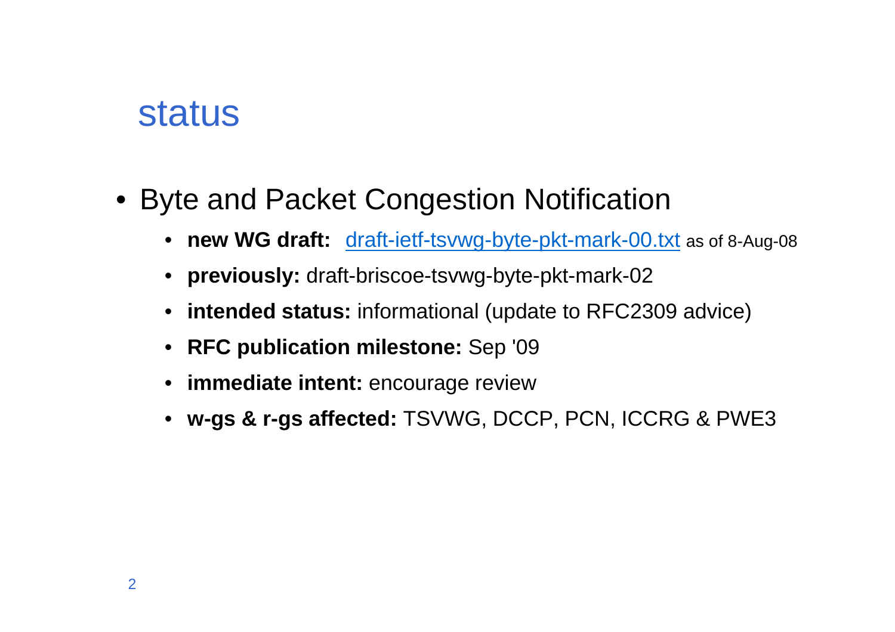# status

- Byte and Packet Congestion Notification
  - **new WG draft:** [draft-ietf-tsvwg-byte-pkt-mark-00.txt](draft-ietf-tsvwg-byte-pkt-mark-00.txt) as of 8-Aug-08
  - **previously:** draft-briscoe-tsvwg-byte-pkt-mark-02
  - **intended status:** informational (update to RFC2309 advice)
  - **RFC publication milestone:** Sep '09
  - **immediate intent:** encourage review
  - **w-gs & r-gs affected:** TSVWG, DCCP, PCN, ICCRG & PWE3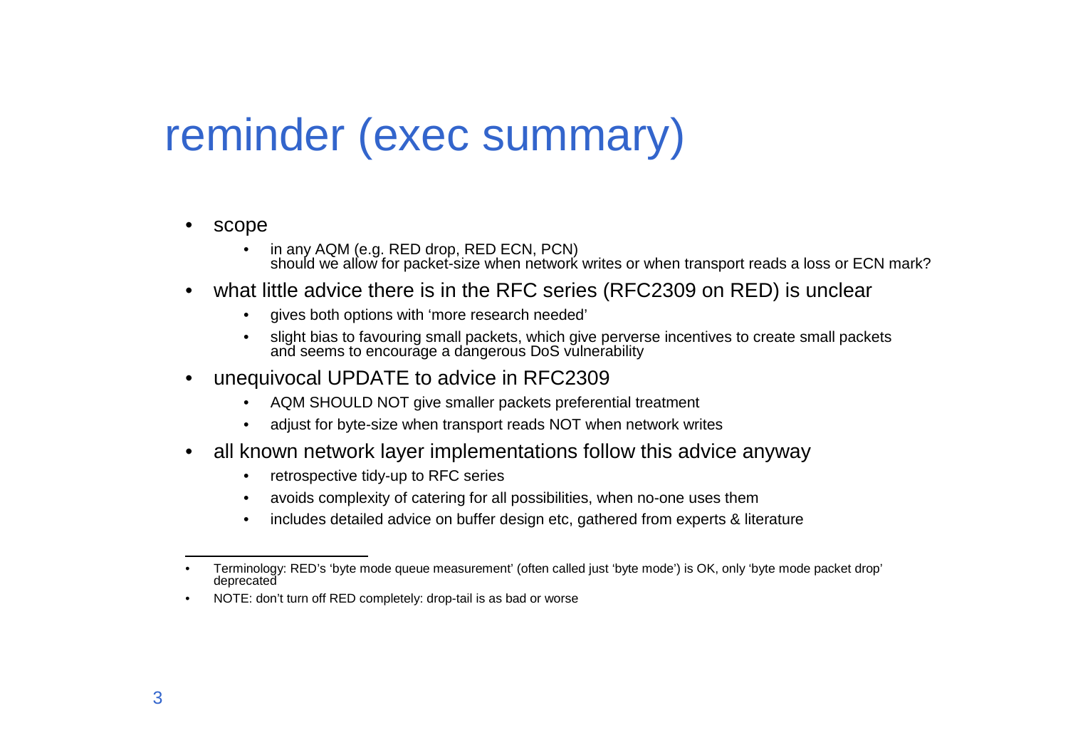# reminder (exec summary)

- scope
  - in any AQM (e.g. RED drop, RED ECN, PCN) should we allow for packet-size when network writes or when transport reads a loss or ECN mark?
- what little advice there is in the RFC series (RFC2309 on RED) is unclear
  - gives both options with 'more research needed'
  - slight bias to favouring small packets, which give perverse incentives to create small packets and seems to encourage a dangerous DoS vulnerability
- unequivocal UPDATE to advice in RFC2309
  - AQM SHOULD NOT give smaller packets preferential treatment
  - adjust for byte-size when transport reads NOT when network writes
- all known network layer implementations follow this advice anyway
  - retrospective tidy-up to RFC series
  - avoids complexity of catering for all possibilities, when no-one uses them
  - includes detailed advice on buffer design etc, gathered from experts & literature

---

- Terminology: RED's 'byte mode queue measurement' (often called just 'byte mode') is OK, only 'byte mode packet drop' deprecated
- NOTE: don't turn off RED completely: drop-tail is as bad or worse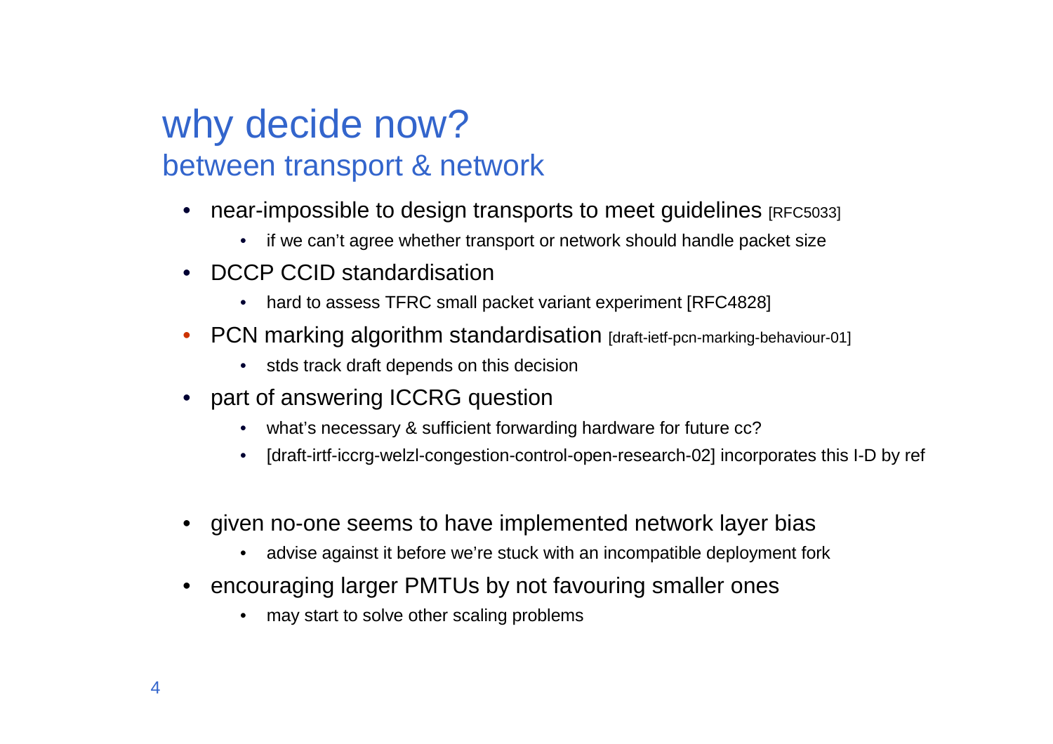# why decide now?

## between transport & network

- near-impossible to design transports to meet guidelines [RFC5033]
  - if we can't agree whether transport or network should handle packet size
- DCCP CCID standardisation
  - hard to assess TFRC small packet variant experiment [RFC4828]
- PCN marking algorithm standardisation [draft-ietf-pcn-marking-behaviour-01]
  - stds track draft depends on this decision
- part of answering ICCRG question
  - what's necessary & sufficient forwarding hardware for future cc?
  - [draft-irtf-iccrg-welzl-congestion-control-open-research-02] incorporates this I-D by ref

- given no-one seems to have implemented network layer bias
  - advise against it before we're stuck with an incompatible deployment fork
- encouraging larger PMTUs by not favouring smaller ones
  - may start to solve other scaling problems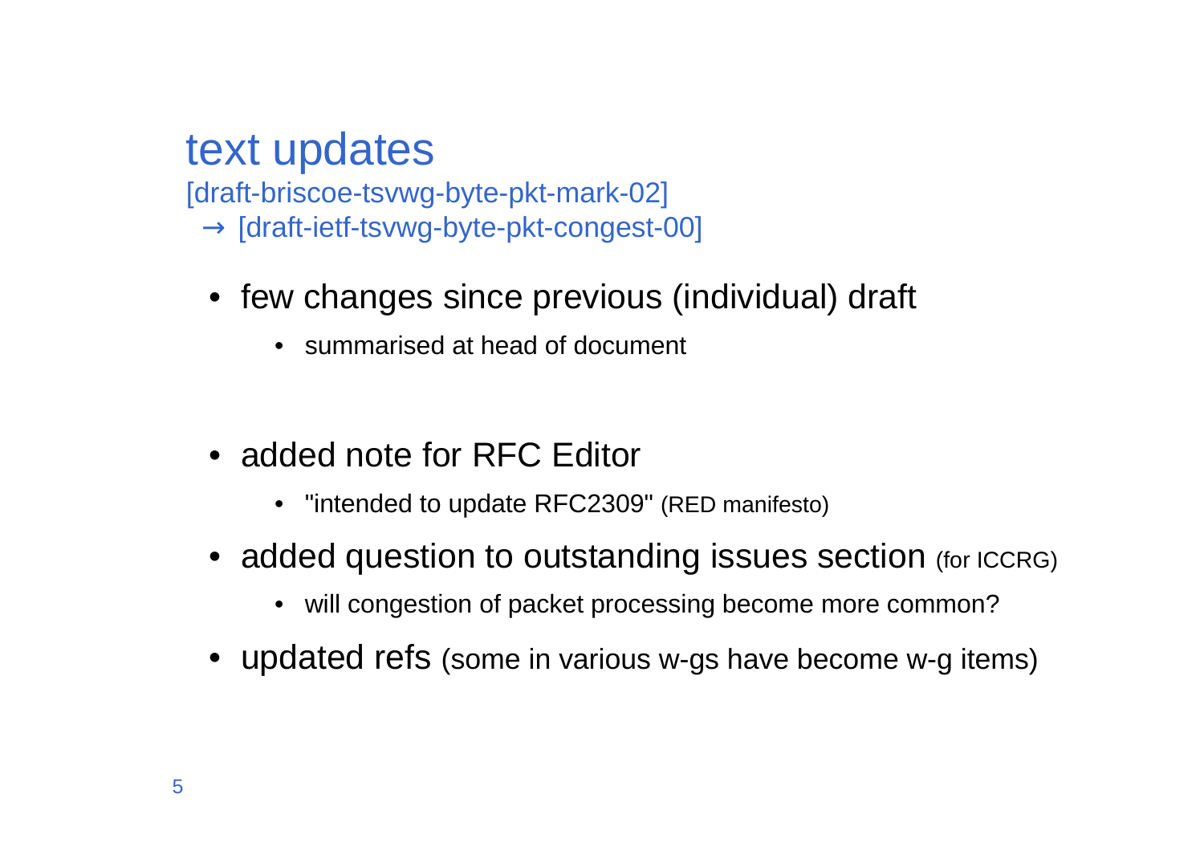# text updates

[draft-briscoe-tsvwg-byte-pkt-mark-02]
→ [draft-ietf-tsvwg-byte-pkt-congest-00]

- few changes since previous (individual) draft
  - summarised at head of document
- added note for RFC Editor
  - "intended to update RFC2309" (RED manifesto)
- added question to outstanding issues section (for ICCRG)
  - will congestion of packet processing become more common?
- updated refs (some in various w-gs have become w-g items)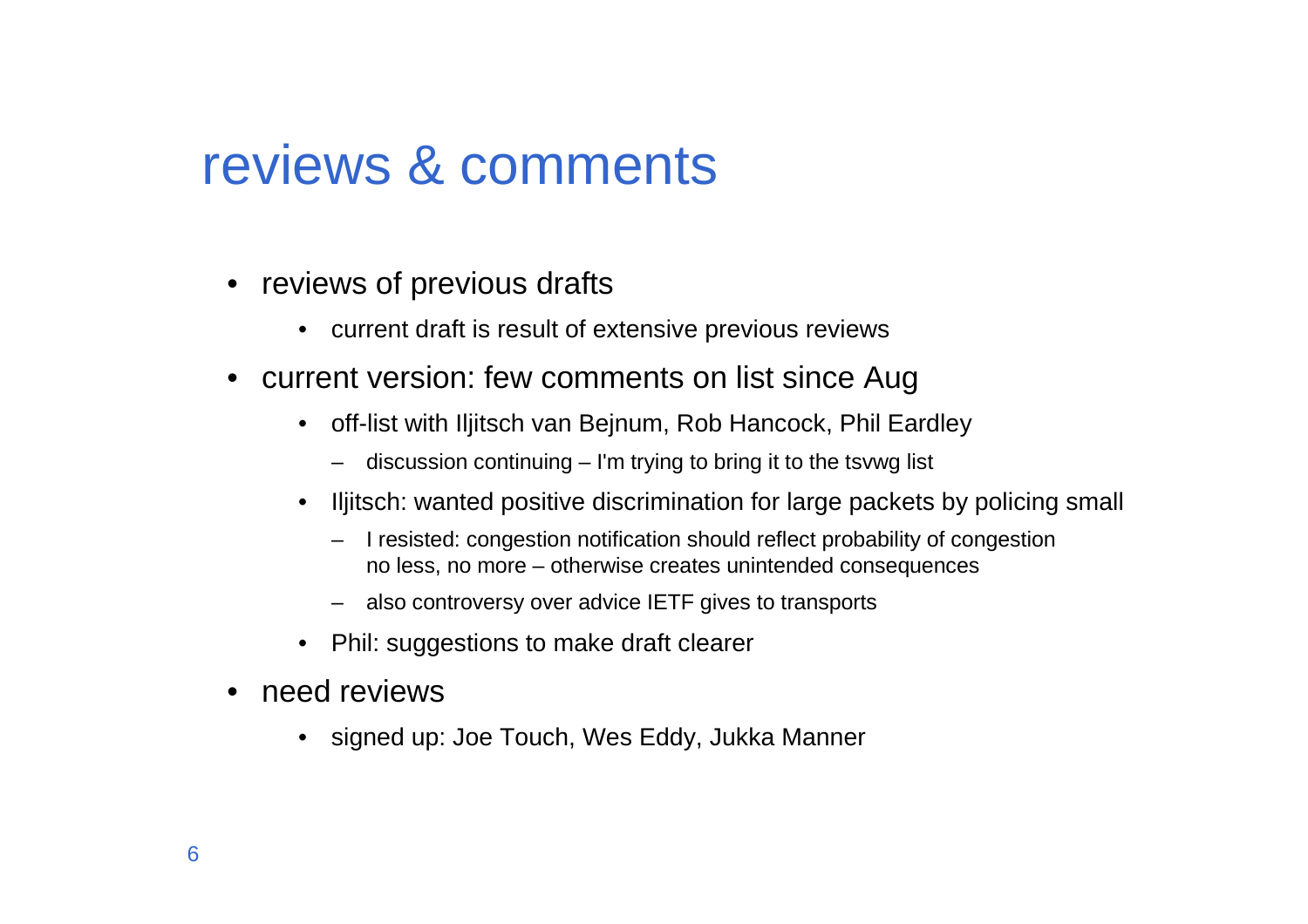# reviews & comments

- reviews of previous drafts
  - current draft is result of extensive previous reviews
- current version: few comments on list since Aug
  - off-list with Iljitsch van Bejnum, Rob Hancock, Phil Eardley
    - discussion continuing – I'm trying to bring it to the tsvwg list
  - Iljitsch: wanted positive discrimination for large packets by policing small
    - I resisted: congestion notification should reflect probability of congestion no less, no more – otherwise creates unintended consequences
    - also controversy over advice IETF gives to transports
  - Phil: suggestions to make draft clearer
- need reviews
  - signed up: Joe Touch, Wes Eddy, Jukka Manner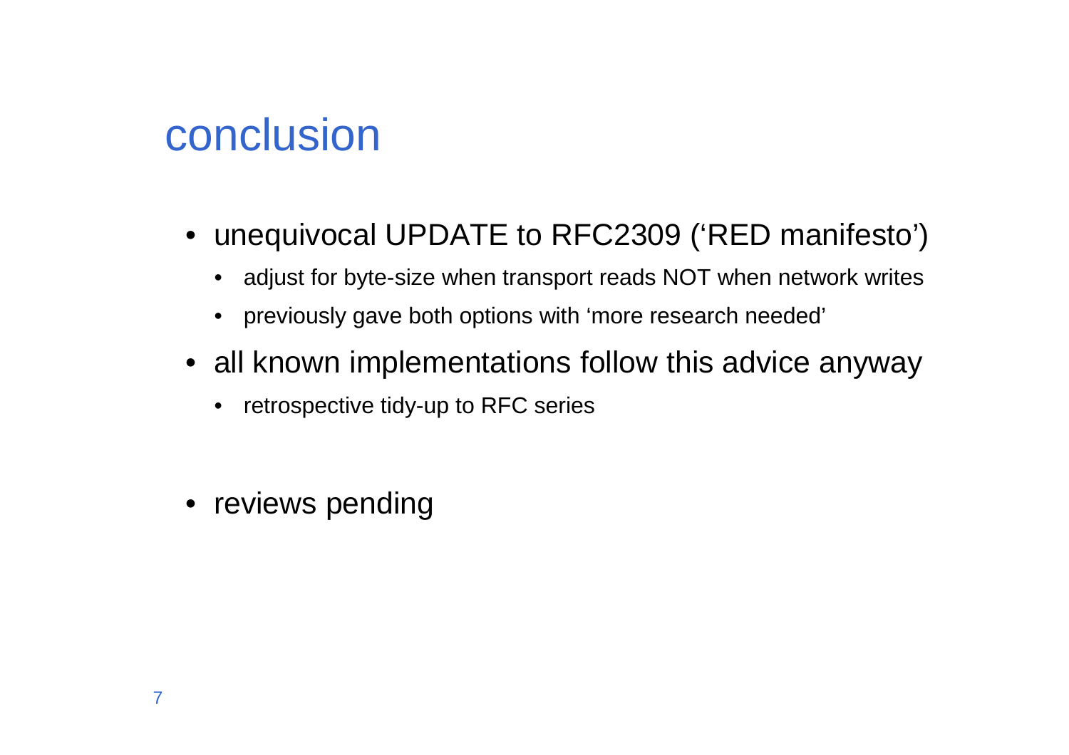# conclusion

- unequivocal UPDATE to RFC2309 ('RED manifesto')
  - adjust for byte-size when transport reads NOT when network writes
  - previously gave both options with 'more research needed'
- all known implementations follow this advice anyway
  - retrospective tidy-up to RFC series
- reviews pending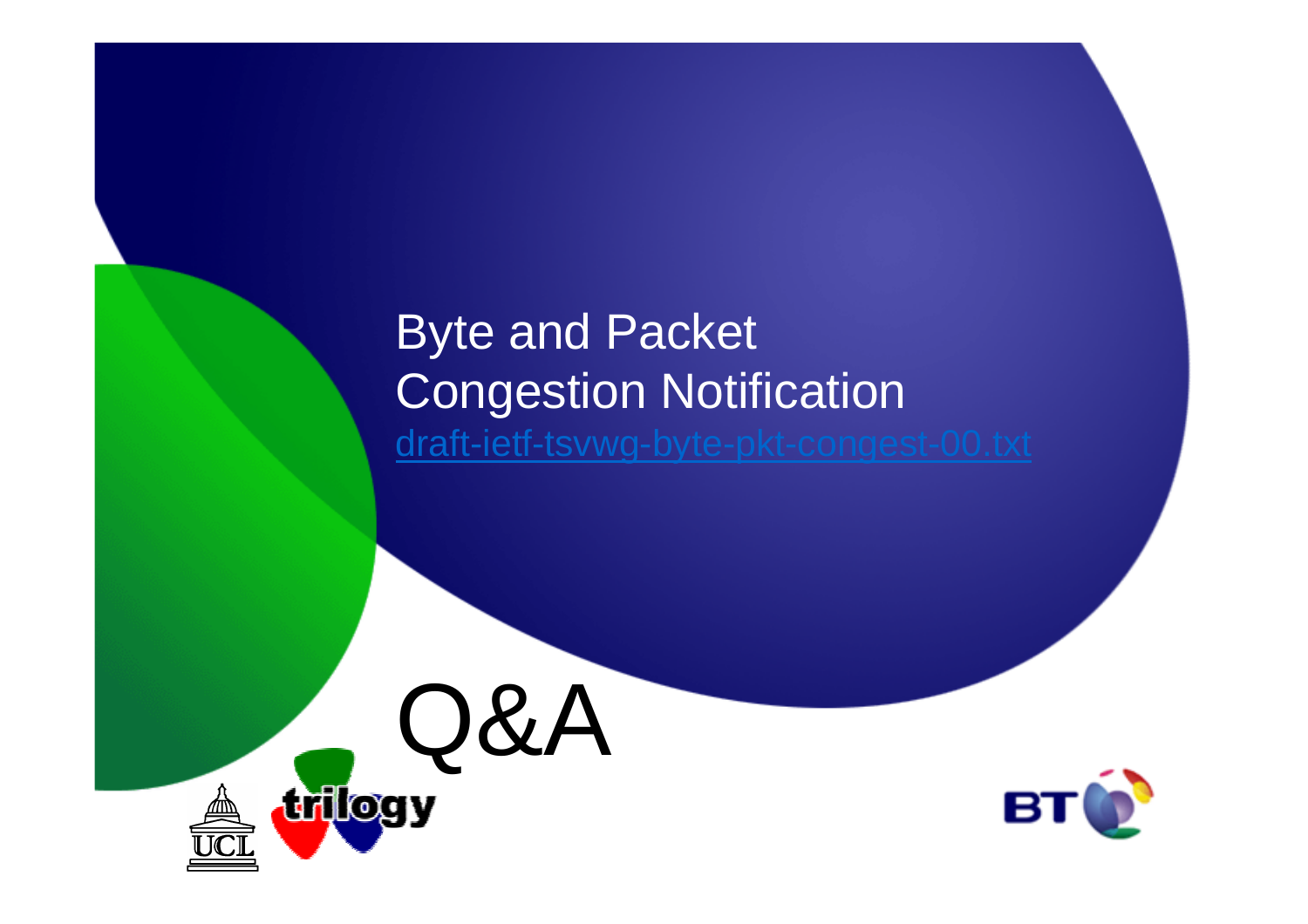# Byte and Packet Congestion Notification

[draft-ietf-tsvwg-byte-pkt-congest-00.txt](draft-ietf-tsvwg-byte-pkt-congest-00.txt)

# Q&A